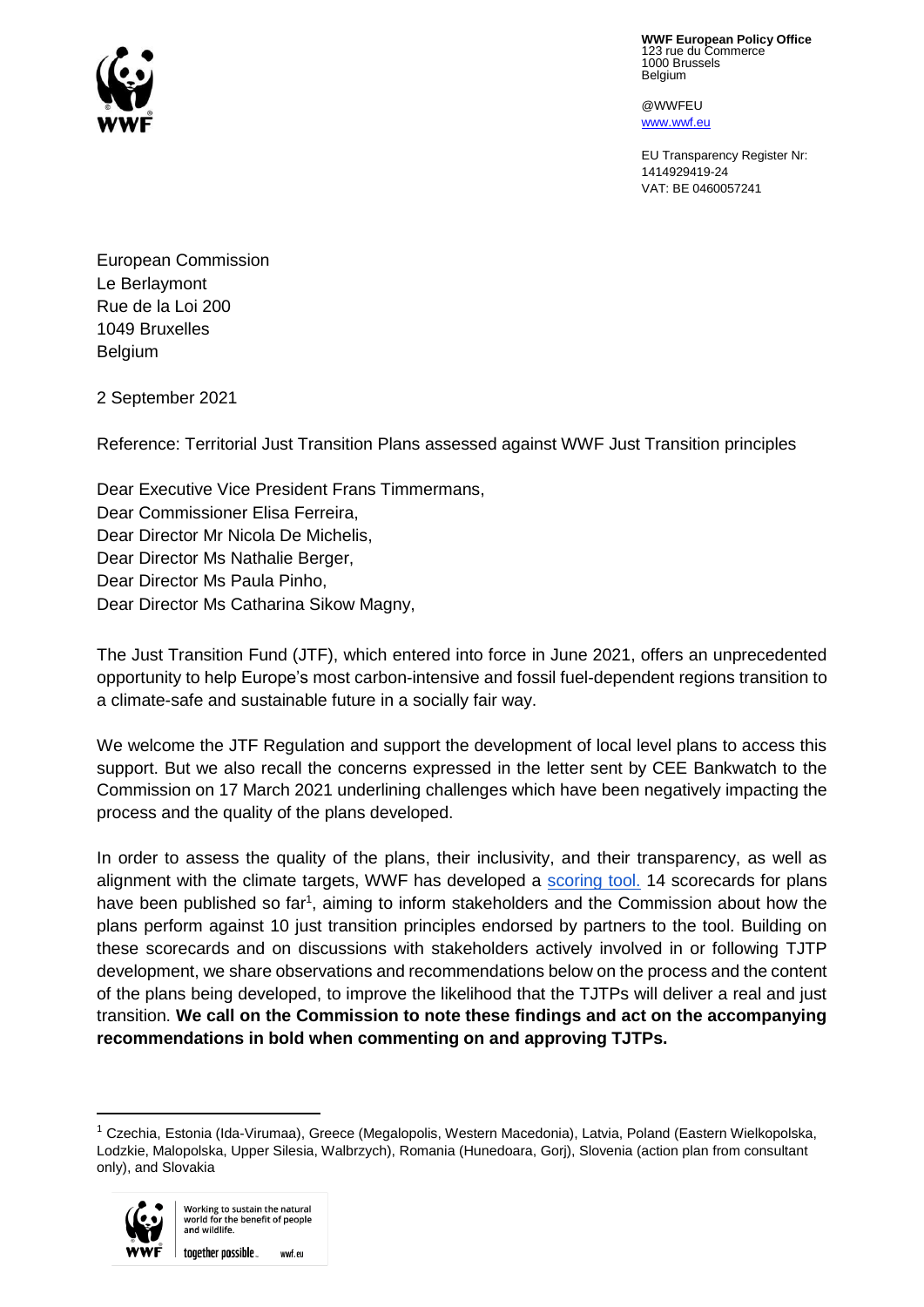**WWF European Policy Office**
123 rue du Commerce
1000 Brussels
Belgium

@WWFEU
[www.wwf.eu](www.wwf.eu)

EU Transparency Register Nr:
1414929419-24
VAT: BE 0460057241

European Commission
Le Berlaymont
Rue de la Loi 200
1049 Bruxelles
Belgium

2 September 2021

Reference: Territorial Just Transition Plans assessed against WWF Just Transition principles

Dear Executive Vice President Frans Timmermans,
Dear Commissioner Elisa Ferreira,
Dear Director Mr Nicola De Michelis,
Dear Director Ms Nathalie Berger,
Dear Director Ms Paula Pinho,
Dear Director Ms Catharina Sikow Magny,

The Just Transition Fund (JTF), which entered into force in June 2021, offers an unprecedented opportunity to help Europe's most carbon-intensive and fossil fuel-dependent regions transition to a climate-safe and sustainable future in a socially fair way.

We welcome the JTF Regulation and support the development of local level plans to access this support. But we also recall the concerns expressed in the letter sent by CEE Bankwatch to the Commission on 17 March 2021 underlining challenges which have been negatively impacting the process and the quality of the plans developed.

In order to assess the quality of the plans, their inclusivity, and their transparency, as well as alignment with the climate targets, WWF has developed a scoring tool. 14 scorecards for plans have been published so far[1], aiming to inform stakeholders and the Commission about how the plans perform against 10 just transition principles endorsed by partners to the tool. Building on these scorecards and on discussions with stakeholders actively involved in or following TJTP development, we share observations and recommendations below on the process and the content of the plans being developed, to improve the likelihood that the TJTPs will deliver a real and just transition. **We call on the Commission to note these findings and act on the accompanying recommendations in bold when commenting on and approving TJTPs.**

[1] Czechia, Estonia (Ida-Virumaa), Greece (Megalopolis, Western Macedonia), Latvia, Poland (Eastern Wielkopolska, Lodzkie, Malopolska, Upper Silesia, Walbrzych), Romania (Hunedoara, Gorj), Slovenia (action plan from consultant only), and Slovakia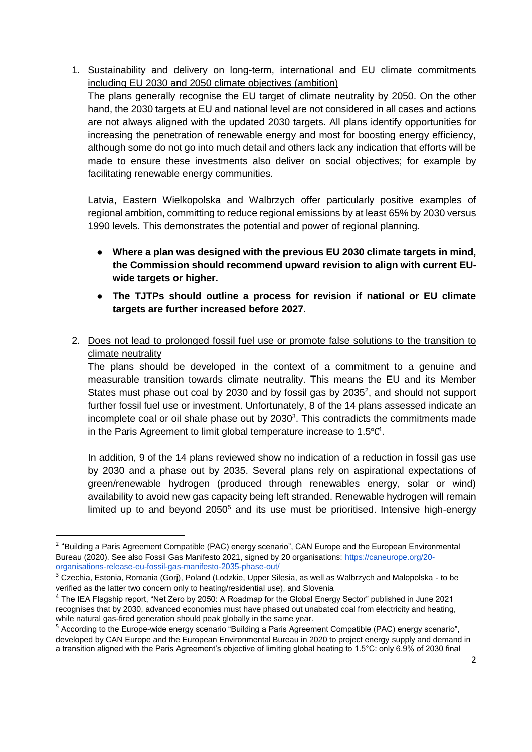1. Sustainability and delivery on long-term, international and EU climate commitments including EU 2030 and 2050 climate objectives (ambition)

   The plans generally recognise the EU target of climate neutrality by 2050. On the other hand, the 2030 targets at EU and national level are not considered in all cases and actions are not always aligned with the updated 2030 targets. All plans identify opportunities for increasing the penetration of renewable energy and most for boosting energy efficiency, although some do not go into much detail and others lack any indication that efforts will be made to ensure these investments also deliver on social objectives; for example by facilitating renewable energy communities.

   Latvia, Eastern Wielkopolska and Walbrzych offer particularly positive examples of regional ambition, committing to reduce regional emissions by at least 65% by 2030 versus 1990 levels. This demonstrates the potential and power of regional planning.

   - **Where a plan was designed with the previous EU 2030 climate targets in mind, the Commission should recommend upward revision to align with current EU-wide targets or higher.**
   - **The TJTPs should outline a process for revision if national or EU climate targets are further increased before 2027.**

2. Does not lead to prolonged fossil fuel use or promote false solutions to the transition to climate neutrality

   The plans should be developed in the context of a commitment to a genuine and measurable transition towards climate neutrality. This means the EU and its Member States must phase out coal by 2030 and by fossil gas by 2035[2], and should not support further fossil fuel use or investment. Unfortunately, 8 of the 14 plans assessed indicate an incomplete coal or oil shale phase out by 2030[3]. This contradicts the commitments made in the Paris Agreement to limit global temperature increase to 1.5℃[4].

   In addition, 9 of the 14 plans reviewed show no indication of a reduction in fossil gas use by 2030 and a phase out by 2035. Several plans rely on aspirational expectations of green/renewable hydrogen (produced through renewables energy, solar or wind) availability to avoid new gas capacity being left stranded. Renewable hydrogen will remain limited up to and beyond 2050[5] and its use must be prioritised. Intensive high-energy

---

[2] "Building a Paris Agreement Compatible (PAC) energy scenario", CAN Europe and the European Environmental Bureau (2020). See also Fossil Gas Manifesto 2021, signed by 20 organisations: https://caneurope.org/20-organisations-release-eu-fossil-gas-manifesto-2035-phase-out/

[3] Czechia, Estonia, Romania (Gorj), Poland (Lodzkie, Upper Silesia, as well as Walbrzych and Malopolska - to be verified as the latter two concern only to heating/residential use), and Slovenia

[4] The IEA Flagship report, "Net Zero by 2050: A Roadmap for the Global Energy Sector" published in June 2021 recognises that by 2030, advanced economies must have phased out unabated coal from electricity and heating, while natural gas-fired generation should peak globally in the same year.

[5] According to the Europe-wide energy scenario "Building a Paris Agreement Compatible (PAC) energy scenario", developed by CAN Europe and the European Environmental Bureau in 2020 to project energy supply and demand in a transition aligned with the Paris Agreement's objective of limiting global heating to 1.5°C: only 6.9% of 2030 final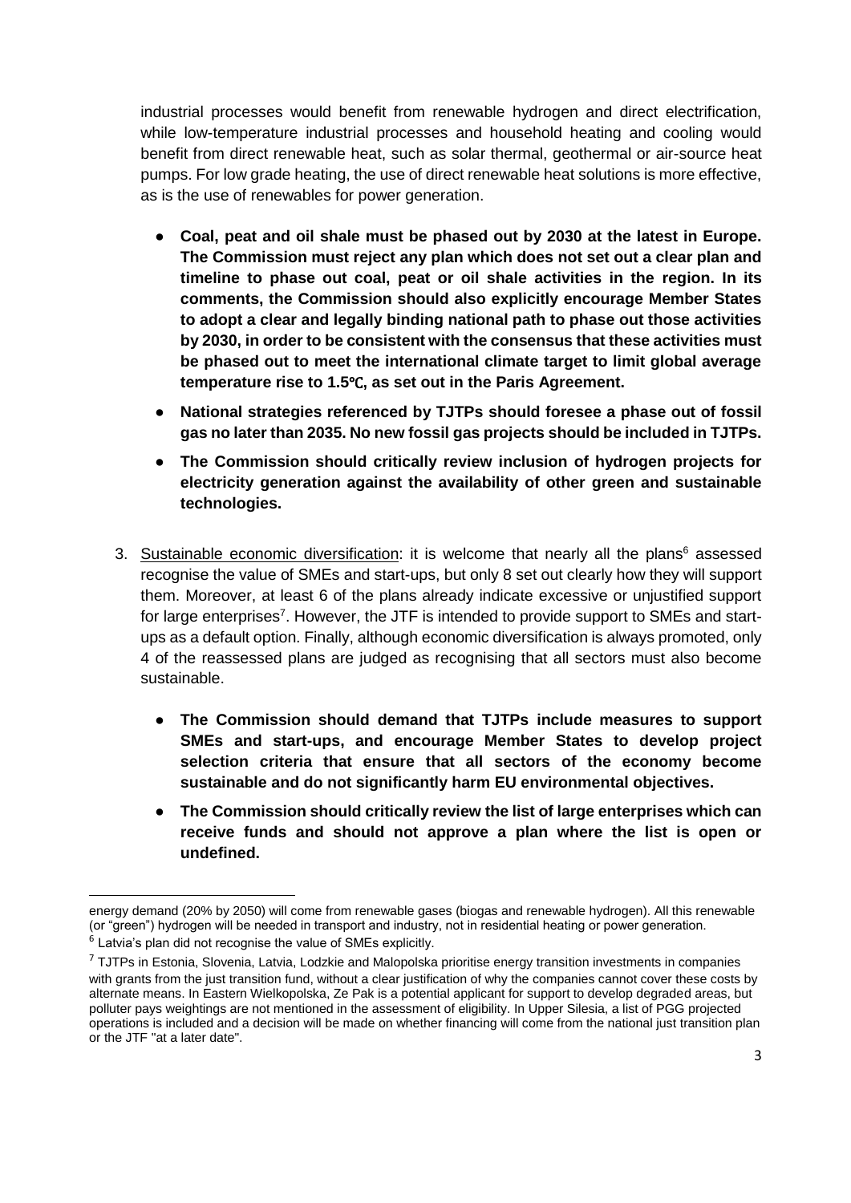industrial processes would benefit from renewable hydrogen and direct electrification, while low-temperature industrial processes and household heating and cooling would benefit from direct renewable heat, such as solar thermal, geothermal or air-source heat pumps. For low grade heating, the use of direct renewable heat solutions is more effective, as is the use of renewables for power generation.

- **Coal, peat and oil shale must be phased out by 2030 at the latest in Europe. The Commission must reject any plan which does not set out a clear plan and timeline to phase out coal, peat or oil shale activities in the region. In its comments, the Commission should also explicitly encourage Member States to adopt a clear and legally binding national path to phase out those activities by 2030, in order to be consistent with the consensus that these activities must be phased out to meet the international climate target to limit global average temperature rise to 1.5℃, as set out in the Paris Agreement.**
- **National strategies referenced by TJTPs should foresee a phase out of fossil gas no later than 2035. No new fossil gas projects should be included in TJTPs.**
- **The Commission should critically review inclusion of hydrogen projects for electricity generation against the availability of other green and sustainable technologies.**

3. Sustainable economic diversification: it is welcome that nearly all the plans[6] assessed recognise the value of SMEs and start-ups, but only 8 set out clearly how they will support them. Moreover, at least 6 of the plans already indicate excessive or unjustified support for large enterprises[7]. However, the JTF is intended to provide support to SMEs and start-ups as a default option. Finally, although economic diversification is always promoted, only 4 of the reassessed plans are judged as recognising that all sectors must also become sustainable.

    - **The Commission should demand that TJTPs include measures to support SMEs and start-ups, and encourage Member States to develop project selection criteria that ensure that all sectors of the economy become sustainable and do not significantly harm EU environmental objectives.**
    - **The Commission should critically review the list of large enterprises which can receive funds and should not approve a plan where the list is open or undefined.**

---

energy demand (20% by 2050) will come from renewable gases (biogas and renewable hydrogen). All this renewable (or "green") hydrogen will be needed in transport and industry, not in residential heating or power generation.

[6] Latvia's plan did not recognise the value of SMEs explicitly.

[7] TJTPs in Estonia, Slovenia, Latvia, Lodzkie and Malopolska prioritise energy transition investments in companies with grants from the just transition fund, without a clear justification of why the companies cannot cover these costs by alternate means. In Eastern Wielkopolska, Ze Pak is a potential applicant for support to develop degraded areas, but polluter pays weightings are not mentioned in the assessment of eligibility. In Upper Silesia, a list of PGG projected operations is included and a decision will be made on whether financing will come from the national just transition plan or the JTF "at a later date".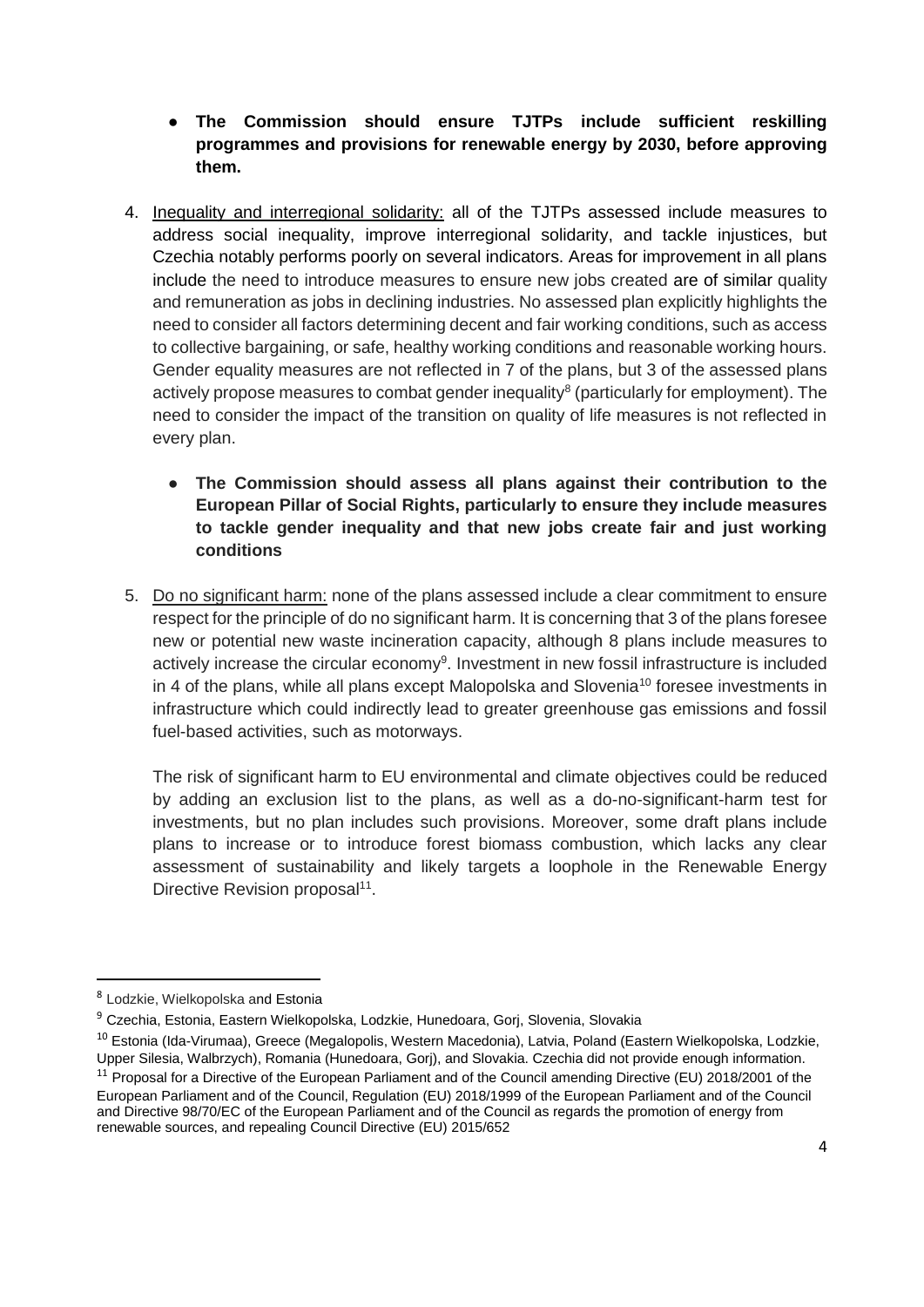- **The Commission should ensure TJTPs include sufficient reskilling programmes and provisions for renewable energy by 2030, before approving them.**

4. Inequality and interregional solidarity: all of the TJTPs assessed include measures to address social inequality, improve interregional solidarity, and tackle injustices, but Czechia notably performs poorly on several indicators. Areas for improvement in all plans include the need to introduce measures to ensure new jobs created are of similar quality and remuneration as jobs in declining industries. No assessed plan explicitly highlights the need to consider all factors determining decent and fair working conditions, such as access to collective bargaining, or safe, healthy working conditions and reasonable working hours. Gender equality measures are not reflected in 7 of the plans, but 3 of the assessed plans actively propose measures to combat gender inequality[8] (particularly for employment). The need to consider the impact of the transition on quality of life measures is not reflected in every plan.

    - **The Commission should assess all plans against their contribution to the European Pillar of Social Rights, particularly to ensure they include measures to tackle gender inequality and that new jobs create fair and just working conditions**

5. Do no significant harm: none of the plans assessed include a clear commitment to ensure respect for the principle of do no significant harm. It is concerning that 3 of the plans foresee new or potential new waste incineration capacity, although 8 plans include measures to actively increase the circular economy[9]. Investment in new fossil infrastructure is included in 4 of the plans, while all plans except Malopolska and Slovenia[10] foresee investments in infrastructure which could indirectly lead to greater greenhouse gas emissions and fossil fuel-based activities, such as motorways.

    The risk of significant harm to EU environmental and climate objectives could be reduced by adding an exclusion list to the plans, as well as a do-no-significant-harm test for investments, but no plan includes such provisions. Moreover, some draft plans include plans to increase or to introduce forest biomass combustion, which lacks any clear assessment of sustainability and likely targets a loophole in the Renewable Energy Directive Revision proposal[11].

---

[8] Lodzkie, Wielkopolska and Estonia

[9] Czechia, Estonia, Eastern Wielkopolska, Lodzkie, Hunedoara, Gorj, Slovenia, Slovakia

[10] Estonia (Ida-Virumaa), Greece (Megalopolis, Western Macedonia), Latvia, Poland (Eastern Wielkopolska, Lodzkie, Upper Silesia, Walbrzych), Romania (Hunedoara, Gorj), and Slovakia. Czechia did not provide enough information.

[11] Proposal for a Directive of the European Parliament and of the Council amending Directive (EU) 2018/2001 of the European Parliament and of the Council, Regulation (EU) 2018/1999 of the European Parliament and of the Council and Directive 98/70/EC of the European Parliament and of the Council as regards the promotion of energy from renewable sources, and repealing Council Directive (EU) 2015/652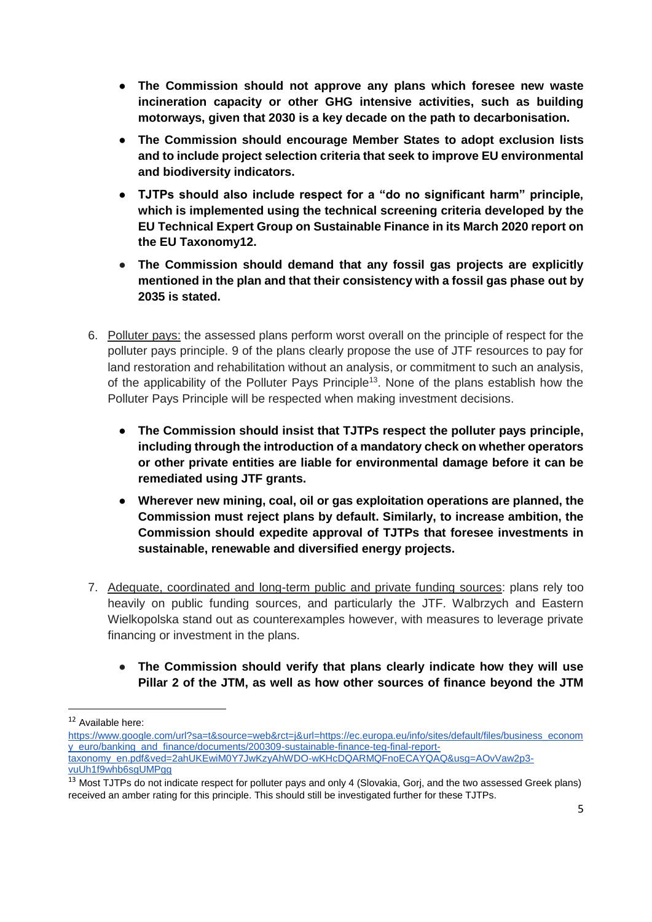- **The Commission should not approve any plans which foresee new waste incineration capacity or other GHG intensive activities, such as building motorways, given that 2030 is a key decade on the path to decarbonisation.**
- **The Commission should encourage Member States to adopt exclusion lists and to include project selection criteria that seek to improve EU environmental and biodiversity indicators.**
- **TJTPs should also include respect for a "do no significant harm" principle, which is implemented using the technical screening criteria developed by the EU Technical Expert Group on Sustainable Finance in its March 2020 report on the EU Taxonomy12.**
- **The Commission should demand that any fossil gas projects are explicitly mentioned in the plan and that their consistency with a fossil gas phase out by 2035 is stated.**

6. Polluter pays: the assessed plans perform worst overall on the principle of respect for the polluter pays principle. 9 of the plans clearly propose the use of JTF resources to pay for land restoration and rehabilitation without an analysis, or commitment to such an analysis, of the applicability of the Polluter Pays Principle[13]. None of the plans establish how the Polluter Pays Principle will be respected when making investment decisions.

   - **The Commission should insist that TJTPs respect the polluter pays principle, including through the introduction of a mandatory check on whether operators or other private entities are liable for environmental damage before it can be remediated using JTF grants.**
   - **Wherever new mining, coal, oil or gas exploitation operations are planned, the Commission must reject plans by default. Similarly, to increase ambition, the Commission should expedite approval of TJTPs that foresee investments in sustainable, renewable and diversified energy projects.**

7. Adequate, coordinated and long-term public and private funding sources: plans rely too heavily on public funding sources, and particularly the JTF. Walbrzych and Eastern Wielkopolska stand out as counterexamples however, with measures to leverage private financing or investment in the plans.

   - **The Commission should verify that plans clearly indicate how they will use Pillar 2 of the JTM, as well as how other sources of finance beyond the JTM**

---

[12] Available here: https://www.google.com/url?sa=t&source=web&rct=j&url=https://ec.europa.eu/info/sites/default/files/business_economy_euro/banking_and_finance/documents/200309-sustainable-finance-teg-final-report-taxonomy_en.pdf&ved=2ahUKEwiM0Y7JwKzyAhWDO-wKHcDQARMQFnoECAYQAQ&usg=AOvVaw2p3-vuUh1f9whb6sgUMPgg

[13] Most TJTPs do not indicate respect for polluter pays and only 4 (Slovakia, Gorj, and the two assessed Greek plans) received an amber rating for this principle. This should still be investigated further for these TJTPs.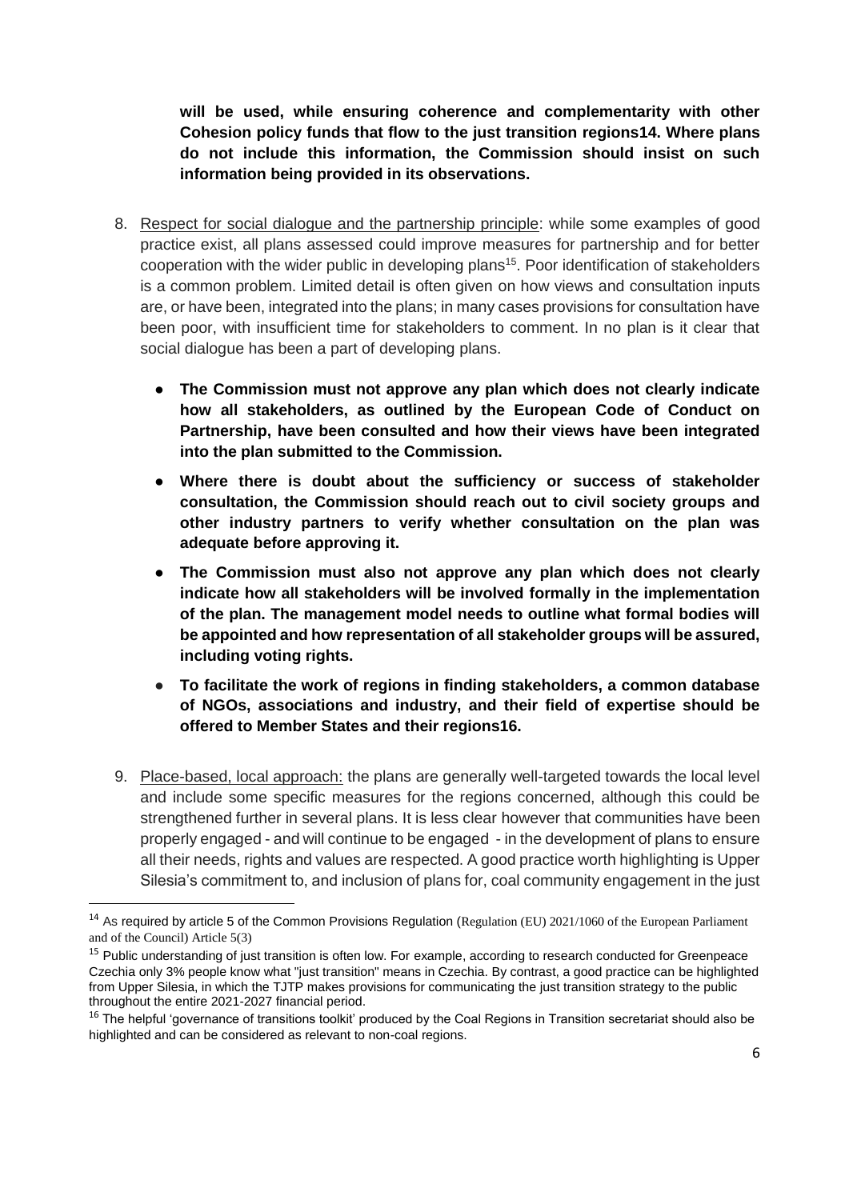**will be used, while ensuring coherence and complementarity with other Cohesion policy funds that flow to the just transition regions14. Where plans do not include this information, the Commission should insist on such information being provided in its observations.**

8. Respect for social dialogue and the partnership principle: while some examples of good practice exist, all plans assessed could improve measures for partnership and for better cooperation with the wider public in developing plans[15]. Poor identification of stakeholders is a common problem. Limited detail is often given on how views and consultation inputs are, or have been, integrated into the plans; in many cases provisions for consultation have been poor, with insufficient time for stakeholders to comment. In no plan is it clear that social dialogue has been a part of developing plans.

    - **The Commission must not approve any plan which does not clearly indicate how all stakeholders, as outlined by the European Code of Conduct on Partnership, have been consulted and how their views have been integrated into the plan submitted to the Commission.**
    - **Where there is doubt about the sufficiency or success of stakeholder consultation, the Commission should reach out to civil society groups and other industry partners to verify whether consultation on the plan was adequate before approving it.**
    - **The Commission must also not approve any plan which does not clearly indicate how all stakeholders will be involved formally in the implementation of the plan. The management model needs to outline what formal bodies will be appointed and how representation of all stakeholder groups will be assured, including voting rights.**
    - **To facilitate the work of regions in finding stakeholders, a common database of NGOs, associations and industry, and their field of expertise should be offered to Member States and their regions16.**

9. Place-based, local approach: the plans are generally well-targeted towards the local level and include some specific measures for the regions concerned, although this could be strengthened further in several plans. It is less clear however that communities have been properly engaged - and will continue to be engaged - in the development of plans to ensure all their needs, rights and values are respected. A good practice worth highlighting is Upper Silesia's commitment to, and inclusion of plans for, coal community engagement in the just

---

[14] As required by article 5 of the Common Provisions Regulation (Regulation (EU) 2021/1060 of the European Parliament and of the Council) Article 5(3)

[15] Public understanding of just transition is often low. For example, according to research conducted for Greenpeace Czechia only 3% people know what "just transition" means in Czechia. By contrast, a good practice can be highlighted from Upper Silesia, in which the TJTP makes provisions for communicating the just transition strategy to the public throughout the entire 2021-2027 financial period.

[16] The helpful 'governance of transitions toolkit' produced by the Coal Regions in Transition secretariat should also be highlighted and can be considered as relevant to non-coal regions.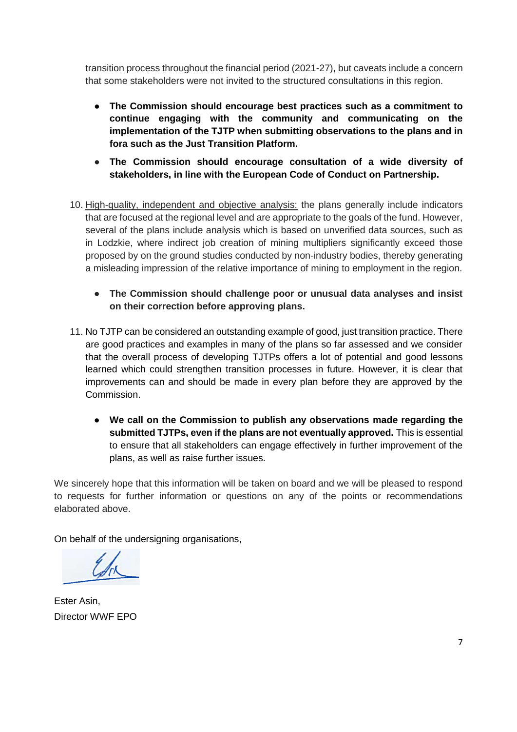transition process throughout the financial period (2021-27), but caveats include a concern that some stakeholders were not invited to the structured consultations in this region.

- **The Commission should encourage best practices such as a commitment to continue engaging with the community and communicating on the implementation of the TJTP when submitting observations to the plans and in fora such as the Just Transition Platform.**
- **The Commission should encourage consultation of a wide diversity of stakeholders, in line with the European Code of Conduct on Partnership.**

10. High-quality, independent and objective analysis: the plans generally include indicators that are focused at the regional level and are appropriate to the goals of the fund. However, several of the plans include analysis which is based on unverified data sources, such as in Lodzkie, where indirect job creation of mining multipliers significantly exceed those proposed by on the ground studies conducted by non-industry bodies, thereby generating a misleading impression of the relative importance of mining to employment in the region.

    - **The Commission should challenge poor or unusual data analyses and insist on their correction before approving plans.**

11. No TJTP can be considered an outstanding example of good, just transition practice. There are good practices and examples in many of the plans so far assessed and we consider that the overall process of developing TJTPs offers a lot of potential and good lessons learned which could strengthen transition processes in future. However, it is clear that improvements can and should be made in every plan before they are approved by the Commission.

    - **We call on the Commission to publish any observations made regarding the submitted TJTPs, even if the plans are not eventually approved.** This is essential to ensure that all stakeholders can engage effectively in further improvement of the plans, as well as raise further issues.

We sincerely hope that this information will be taken on board and we will be pleased to respond to requests for further information or questions on any of the points or recommendations elaborated above.

On behalf of the undersigning organisations,

Ester Asin,
Director WWF EPO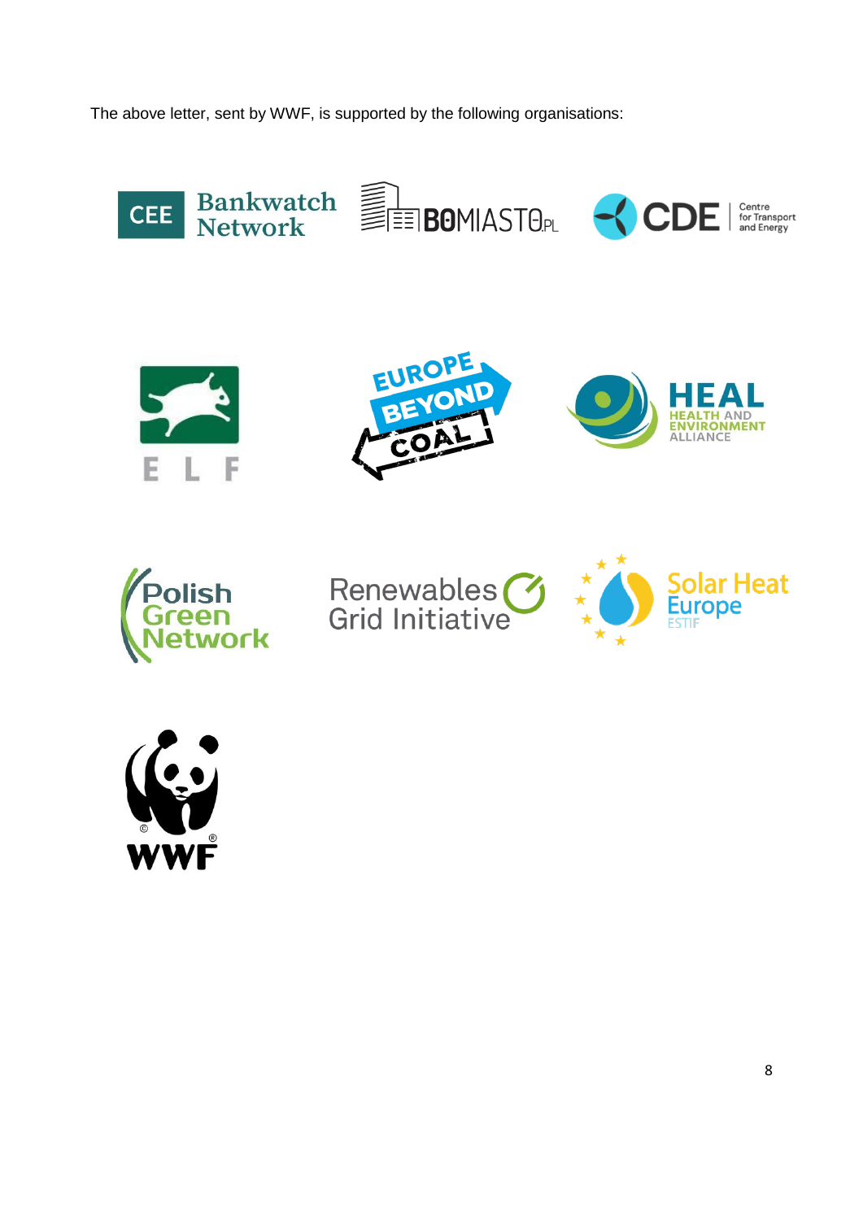The above letter, sent by WWF, is supported by the following organisations: